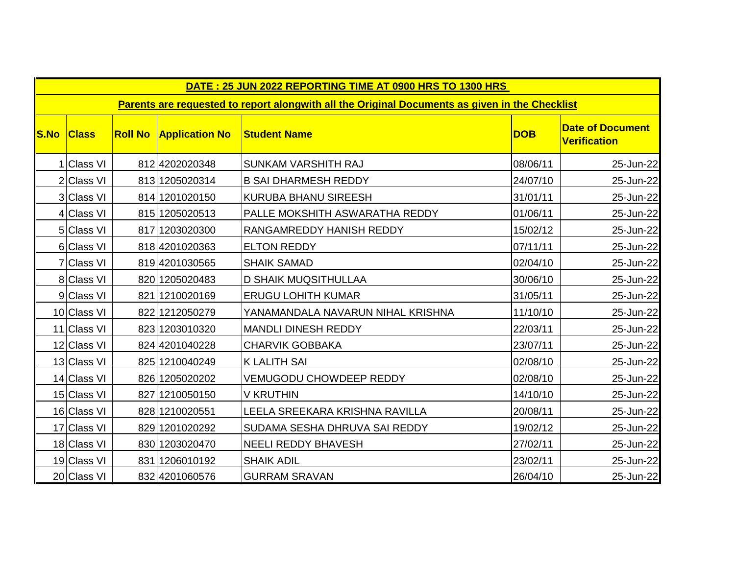**DATE : 25 JUN 2022 REPORTING TIME AT 0900 HRS TO 1300 HRS**

**Parents are requested to report alongwith all the Original Documents as given in the Checklist**

| S.No | Class | Roll No | Application No | Student Name | DOB | Date of Document Verification |
|---|---|---|---|---|---|---|
| 1 | Class VI | 812 | 4202020348 | SUNKAM VARSHITH RAJ | 08/06/11 | 25-Jun-22 |
| 2 | Class VI | 813 | 1205020314 | B SAI DHARMESH REDDY | 24/07/10 | 25-Jun-22 |
| 3 | Class VI | 814 | 1201020150 | KURUBA BHANU SIREESH | 31/01/11 | 25-Jun-22 |
| 4 | Class VI | 815 | 1205020513 | PALLE MOKSHITH ASWARATHA REDDY | 01/06/11 | 25-Jun-22 |
| 5 | Class VI | 817 | 1203020300 | RANGAMREDDY HANISH REDDY | 15/02/12 | 25-Jun-22 |
| 6 | Class VI | 818 | 4201020363 | ELTON REDDY | 07/11/11 | 25-Jun-22 |
| 7 | Class VI | 819 | 4201030565 | SHAIK SAMAD | 02/04/10 | 25-Jun-22 |
| 8 | Class VI | 820 | 1205020483 | D SHAIK MUQSITHULLAA | 30/06/10 | 25-Jun-22 |
| 9 | Class VI | 821 | 1210020169 | ERUGU LOHITH KUMAR | 31/05/11 | 25-Jun-22 |
| 10 | Class VI | 822 | 1212050279 | YANAMANDALA NAVARUN NIHAL KRISHNA | 11/10/10 | 25-Jun-22 |
| 11 | Class VI | 823 | 1203010320 | MANDLI DINESH REDDY | 22/03/11 | 25-Jun-22 |
| 12 | Class VI | 824 | 4201040228 | CHARVIK GOBBAKA | 23/07/11 | 25-Jun-22 |
| 13 | Class VI | 825 | 1210040249 | K LALITH SAI | 02/08/10 | 25-Jun-22 |
| 14 | Class VI | 826 | 1205020202 | VEMUGODU CHOWDEEP REDDY | 02/08/10 | 25-Jun-22 |
| 15 | Class VI | 827 | 1210050150 | V KRUTHIN | 14/10/10 | 25-Jun-22 |
| 16 | Class VI | 828 | 1210020551 | LEELA SREEKARA KRISHNA RAVILLA | 20/08/11 | 25-Jun-22 |
| 17 | Class VI | 829 | 1201020292 | SUDAMA SESHA DHRUVA SAI REDDY | 19/02/12 | 25-Jun-22 |
| 18 | Class VI | 830 | 1203020470 | NEELI REDDY BHAVESH | 27/02/11 | 25-Jun-22 |
| 19 | Class VI | 831 | 1206010192 | SHAIK ADIL | 23/02/11 | 25-Jun-22 |
| 20 | Class VI | 832 | 4201060576 | GURRAM SRAVAN | 26/04/10 | 25-Jun-22 |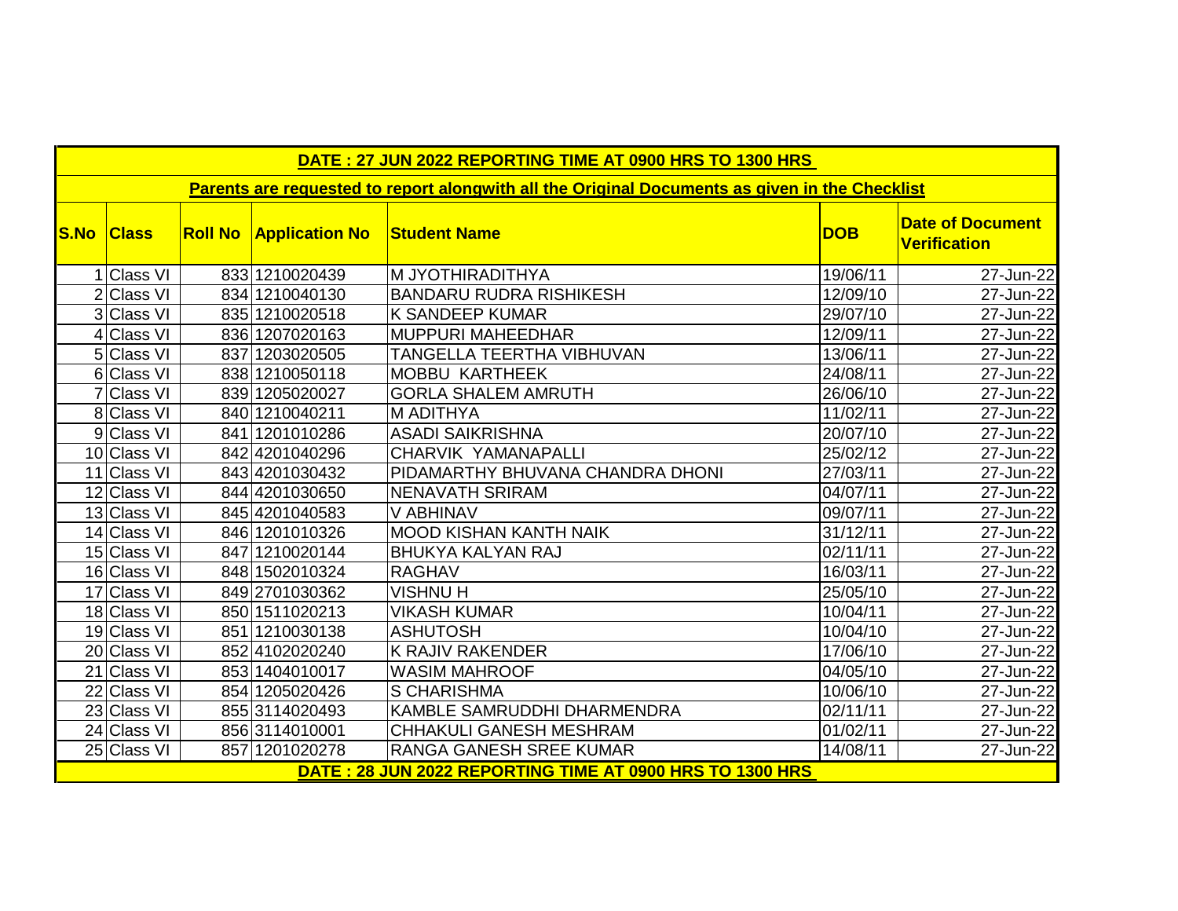**DATE : 27 JUN 2022 REPORTING TIME AT 0900 HRS TO 1300 HRS**

**Parents are requested to report alongwith all the Original Documents as given in the Checklist**

| S.No | Class | Roll No | Application No | Student Name | DOB | Date of Document Verification |
|---|---|---|---|---|---|---|
| 1 | Class VI | 833 | 1210020439 | M JYOTHIRADITHYA | 19/06/11 | 27-Jun-22 |
| 2 | Class VI | 834 | 1210040130 | BANDARU RUDRA RISHIKESH | 12/09/10 | 27-Jun-22 |
| 3 | Class VI | 835 | 1210020518 | K SANDEEP KUMAR | 29/07/10 | 27-Jun-22 |
| 4 | Class VI | 836 | 1207020163 | MUPPURI MAHEEDHAR | 12/09/11 | 27-Jun-22 |
| 5 | Class VI | 837 | 1203020505 | TANGELLA TEERTHA VIBHUVAN | 13/06/11 | 27-Jun-22 |
| 6 | Class VI | 838 | 1210050118 | MOBBU KARTHEEK | 24/08/11 | 27-Jun-22 |
| 7 | Class VI | 839 | 1205020027 | GORLA SHALEM AMRUTH | 26/06/10 | 27-Jun-22 |
| 8 | Class VI | 840 | 1210040211 | M ADITHYA | 11/02/11 | 27-Jun-22 |
| 9 | Class VI | 841 | 1201010286 | ASADI SAIKRISHNA | 20/07/10 | 27-Jun-22 |
| 10 | Class VI | 842 | 4201040296 | CHARVIK YAMANAPALLI | 25/02/12 | 27-Jun-22 |
| 11 | Class VI | 843 | 4201030432 | PIDAMARTHY BHUVANA CHANDRA DHONI | 27/03/11 | 27-Jun-22 |
| 12 | Class VI | 844 | 4201030650 | NENAVATH SRIRAM | 04/07/11 | 27-Jun-22 |
| 13 | Class VI | 845 | 4201040583 | V ABHINAV | 09/07/11 | 27-Jun-22 |
| 14 | Class VI | 846 | 1201010326 | MOOD KISHAN KANTH NAIK | 31/12/11 | 27-Jun-22 |
| 15 | Class VI | 847 | 1210020144 | BHUKYA KALYAN RAJ | 02/11/11 | 27-Jun-22 |
| 16 | Class VI | 848 | 1502010324 | RAGHAV | 16/03/11 | 27-Jun-22 |
| 17 | Class VI | 849 | 2701030362 | VISHNU H | 25/05/10 | 27-Jun-22 |
| 18 | Class VI | 850 | 1511020213 | VIKASH KUMAR | 10/04/11 | 27-Jun-22 |
| 19 | Class VI | 851 | 1210030138 | ASHUTOSH | 10/04/10 | 27-Jun-22 |
| 20 | Class VI | 852 | 4102020240 | K RAJIV RAKENDER | 17/06/10 | 27-Jun-22 |
| 21 | Class VI | 853 | 1404010017 | WASIM MAHROOF | 04/05/10 | 27-Jun-22 |
| 22 | Class VI | 854 | 1205020426 | S CHARISHMA | 10/06/10 | 27-Jun-22 |
| 23 | Class VI | 855 | 3114020493 | KAMBLE SAMRUDDHI DHARMENDRA | 02/11/11 | 27-Jun-22 |
| 24 | Class VI | 856 | 3114010001 | CHHAKULI GANESH MESHRAM | 01/02/11 | 27-Jun-22 |
| 25 | Class VI | 857 | 1201020278 | RANGA GANESH SREE KUMAR | 14/08/11 | 27-Jun-22 |

**DATE : 28 JUN 2022 REPORTING TIME AT 0900 HRS TO 1300 HRS**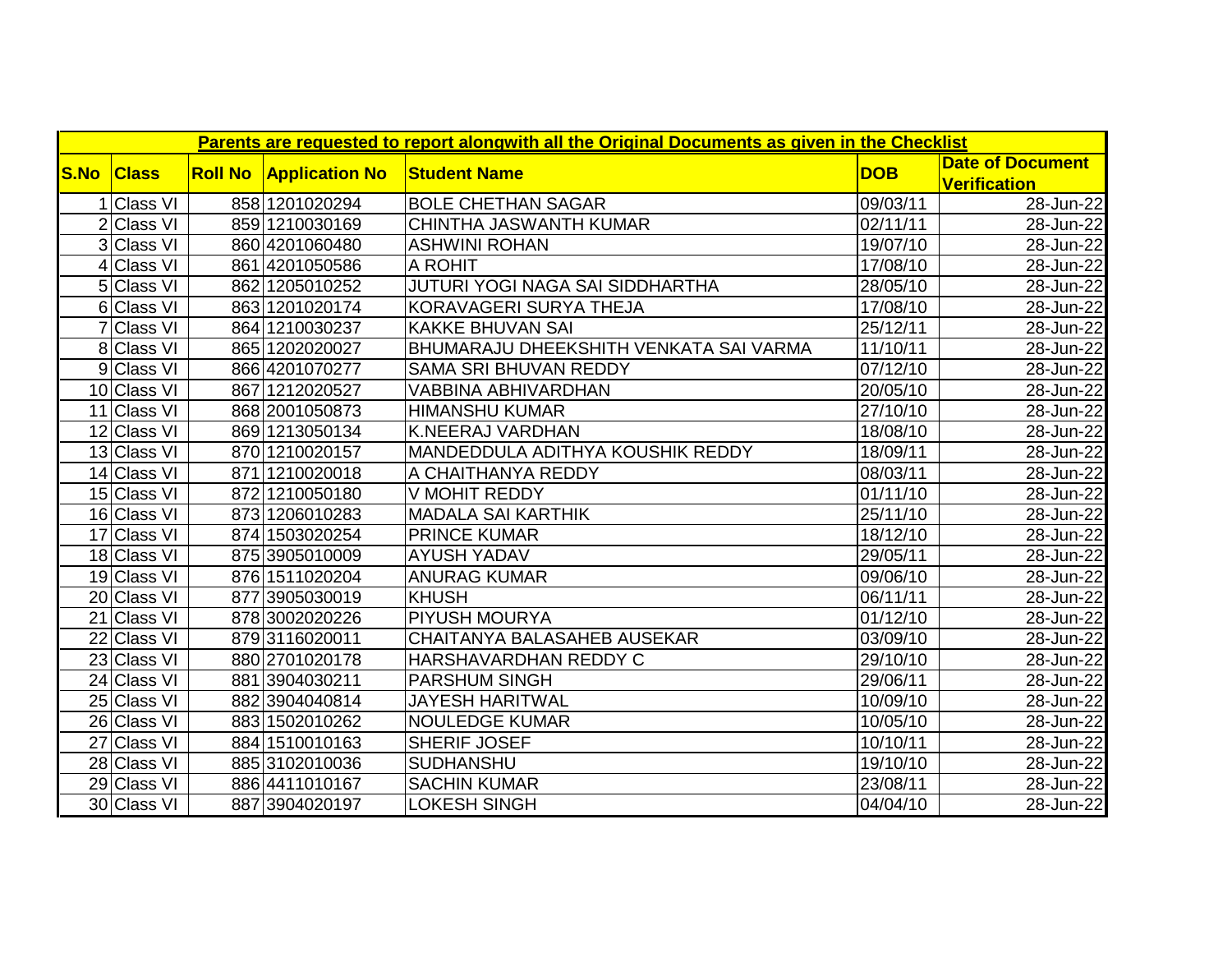| Parents are requested to report alongwith all the Original Documents as given in the Checklist | | | | | | |
|---|---|---|---|---|---|---|
| **S.No** | **Class** | **Roll No** | **Application No** | **Student Name** | **DOB** | **Date of Document Verification** |
| 1 | Class VI | 858 | 1201020294 | BOLE CHETHAN SAGAR | 09/03/11 | 28-Jun-22 |
| 2 | Class VI | 859 | 1210030169 | CHINTHA JASWANTH KUMAR | 02/11/11 | 28-Jun-22 |
| 3 | Class VI | 860 | 4201060480 | ASHWINI ROHAN | 19/07/10 | 28-Jun-22 |
| 4 | Class VI | 861 | 4201050586 | A ROHIT | 17/08/10 | 28-Jun-22 |
| 5 | Class VI | 862 | 1205010252 | JUTURI YOGI NAGA SAI SIDDHARTHA | 28/05/10 | 28-Jun-22 |
| 6 | Class VI | 863 | 1201020174 | KORAVAGERI SURYA THEJA | 17/08/10 | 28-Jun-22 |
| 7 | Class VI | 864 | 1210030237 | KAKKE BHUVAN SAI | 25/12/11 | 28-Jun-22 |
| 8 | Class VI | 865 | 1202020027 | BHUMARAJU DHEEKSHITH VENKATA SAI VARMA | 11/10/11 | 28-Jun-22 |
| 9 | Class VI | 866 | 4201070277 | SAMA SRI BHUVAN REDDY | 07/12/10 | 28-Jun-22 |
| 10 | Class VI | 867 | 1212020527 | VABBINA ABHIVARDHAN | 20/05/10 | 28-Jun-22 |
| 11 | Class VI | 868 | 2001050873 | HIMANSHU KUMAR | 27/10/10 | 28-Jun-22 |
| 12 | Class VI | 869 | 1213050134 | K.NEERAJ VARDHAN | 18/08/10 | 28-Jun-22 |
| 13 | Class VI | 870 | 1210020157 | MANDEDDULA ADITHYA KOUSHIK REDDY | 18/09/11 | 28-Jun-22 |
| 14 | Class VI | 871 | 1210020018 | A CHAITHANYA REDDY | 08/03/11 | 28-Jun-22 |
| 15 | Class VI | 872 | 1210050180 | V MOHIT REDDY | 01/11/10 | 28-Jun-22 |
| 16 | Class VI | 873 | 1206010283 | MADALA SAI KARTHIK | 25/11/10 | 28-Jun-22 |
| 17 | Class VI | 874 | 1503020254 | PRINCE KUMAR | 18/12/10 | 28-Jun-22 |
| 18 | Class VI | 875 | 3905010009 | AYUSH YADAV | 29/05/11 | 28-Jun-22 |
| 19 | Class VI | 876 | 1511020204 | ANURAG KUMAR | 09/06/10 | 28-Jun-22 |
| 20 | Class VI | 877 | 3905030019 | KHUSH | 06/11/11 | 28-Jun-22 |
| 21 | Class VI | 878 | 3002020226 | PIYUSH MOURYA | 01/12/10 | 28-Jun-22 |
| 22 | Class VI | 879 | 3116020011 | CHAITANYA BALASAHEB AUSEKAR | 03/09/10 | 28-Jun-22 |
| 23 | Class VI | 880 | 2701020178 | HARSHAVARDHAN REDDY C | 29/10/10 | 28-Jun-22 |
| 24 | Class VI | 881 | 3904030211 | PARSHUM SINGH | 29/06/11 | 28-Jun-22 |
| 25 | Class VI | 882 | 3904040814 | JAYESH HARITWAL | 10/09/10 | 28-Jun-22 |
| 26 | Class VI | 883 | 1502010262 | NOULEDGE KUMAR | 10/05/10 | 28-Jun-22 |
| 27 | Class VI | 884 | 1510010163 | SHERIF JOSEF | 10/10/11 | 28-Jun-22 |
| 28 | Class VI | 885 | 3102010036 | SUDHANSHU | 19/10/10 | 28-Jun-22 |
| 29 | Class VI | 886 | 4411010167 | SACHIN KUMAR | 23/08/11 | 28-Jun-22 |
| 30 | Class VI | 887 | 3904020197 | LOKESH SINGH | 04/04/10 | 28-Jun-22 |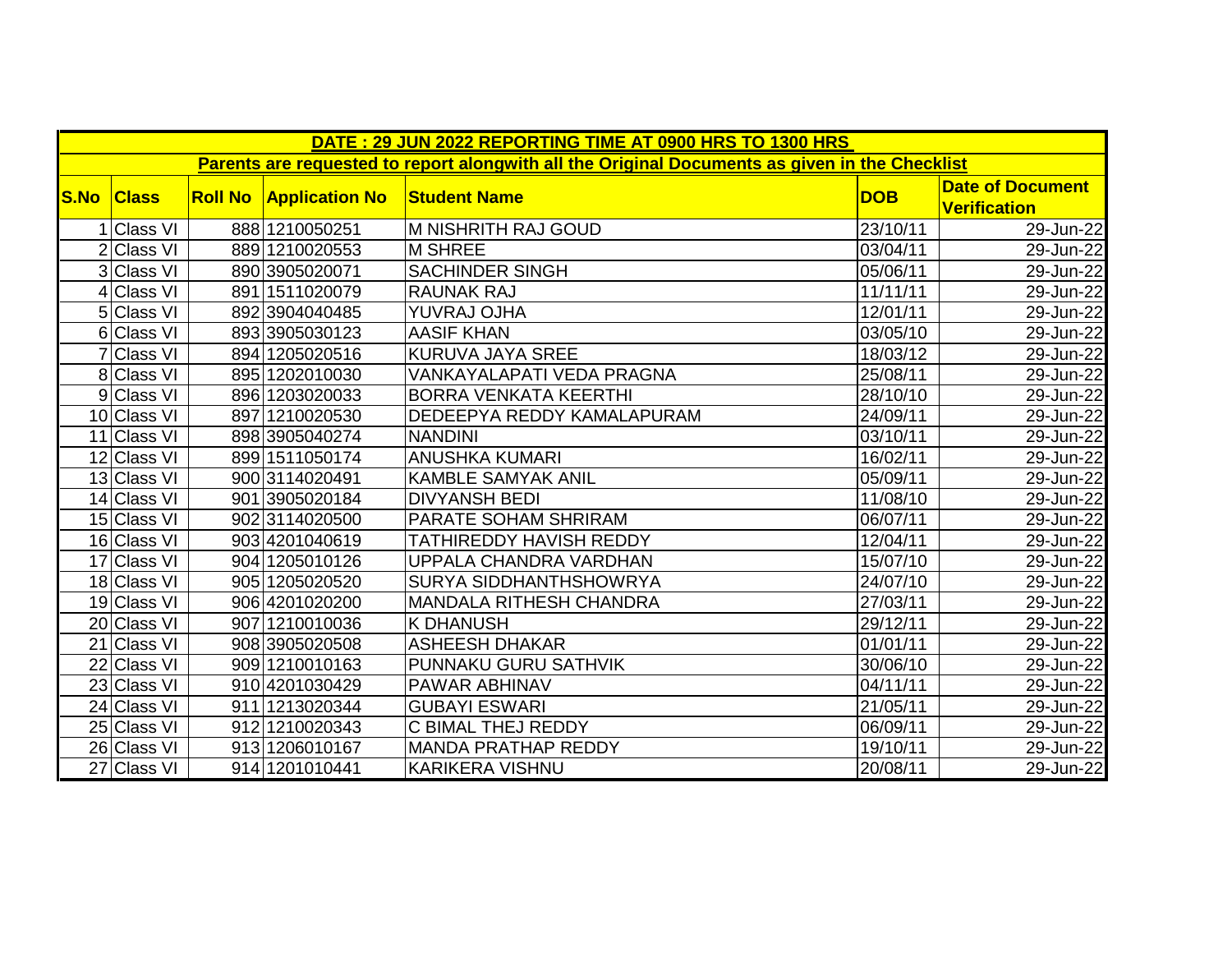| **DATE : 29 JUN 2022 REPORTING TIME AT 0900 HRS TO 1300 HRS** | | | | | | |
|---|---|---|---|---|---|---|
| **Parents are requested to report alongwith all the Original Documents as given in the Checklist** | | | | | | |
| **S.No** | **Class** | **Roll No** | **Application No** | **Student Name** | **DOB** | **Date of Document Verification** |
| 1 | Class VI | 888 | 1210050251 | M NISHRITH RAJ GOUD | 23/10/11 | 29-Jun-22 |
| 2 | Class VI | 889 | 1210020553 | M SHREE | 03/04/11 | 29-Jun-22 |
| 3 | Class VI | 890 | 3905020071 | SACHINDER SINGH | 05/06/11 | 29-Jun-22 |
| 4 | Class VI | 891 | 1511020079 | RAUNAK RAJ | 11/11/11 | 29-Jun-22 |
| 5 | Class VI | 892 | 3904040485 | YUVRAJ OJHA | 12/01/11 | 29-Jun-22 |
| 6 | Class VI | 893 | 3905030123 | AASIF KHAN | 03/05/10 | 29-Jun-22 |
| 7 | Class VI | 894 | 1205020516 | KURUVA JAYA SREE | 18/03/12 | 29-Jun-22 |
| 8 | Class VI | 895 | 1202010030 | VANKAYALAPATI VEDA PRAGNA | 25/08/11 | 29-Jun-22 |
| 9 | Class VI | 896 | 1203020033 | BORRA VENKATA KEERTHI | 28/10/10 | 29-Jun-22 |
| 10 | Class VI | 897 | 1210020530 | DEDEEPYA REDDY KAMALAPURAM | 24/09/11 | 29-Jun-22 |
| 11 | Class VI | 898 | 3905040274 | NANDINI | 03/10/11 | 29-Jun-22 |
| 12 | Class VI | 899 | 1511050174 | ANUSHKA KUMARI | 16/02/11 | 29-Jun-22 |
| 13 | Class VI | 900 | 3114020491 | KAMBLE SAMYAK ANIL | 05/09/11 | 29-Jun-22 |
| 14 | Class VI | 901 | 3905020184 | DIVYANSH BEDI | 11/08/10 | 29-Jun-22 |
| 15 | Class VI | 902 | 3114020500 | PARATE SOHAM SHRIRAM | 06/07/11 | 29-Jun-22 |
| 16 | Class VI | 903 | 4201040619 | TATHIREDDY HAVISH REDDY | 12/04/11 | 29-Jun-22 |
| 17 | Class VI | 904 | 1205010126 | UPPALA CHANDRA VARDHAN | 15/07/10 | 29-Jun-22 |
| 18 | Class VI | 905 | 1205020520 | SURYA SIDDHANTHSHOWRYA | 24/07/10 | 29-Jun-22 |
| 19 | Class VI | 906 | 4201020200 | MANDALA RITHESH CHANDRA | 27/03/11 | 29-Jun-22 |
| 20 | Class VI | 907 | 1210010036 | K DHANUSH | 29/12/11 | 29-Jun-22 |
| 21 | Class VI | 908 | 3905020508 | ASHEESH DHAKAR | 01/01/11 | 29-Jun-22 |
| 22 | Class VI | 909 | 1210010163 | PUNNAKU GURU SATHVIK | 30/06/10 | 29-Jun-22 |
| 23 | Class VI | 910 | 4201030429 | PAWAR ABHINAV | 04/11/11 | 29-Jun-22 |
| 24 | Class VI | 911 | 1213020344 | GUBAYI ESWARI | 21/05/11 | 29-Jun-22 |
| 25 | Class VI | 912 | 1210020343 | C BIMAL THEJ REDDY | 06/09/11 | 29-Jun-22 |
| 26 | Class VI | 913 | 1206010167 | MANDA PRATHAP REDDY | 19/10/11 | 29-Jun-22 |
| 27 | Class VI | 914 | 1201010441 | KARIKERA VISHNU | 20/08/11 | 29-Jun-22 |